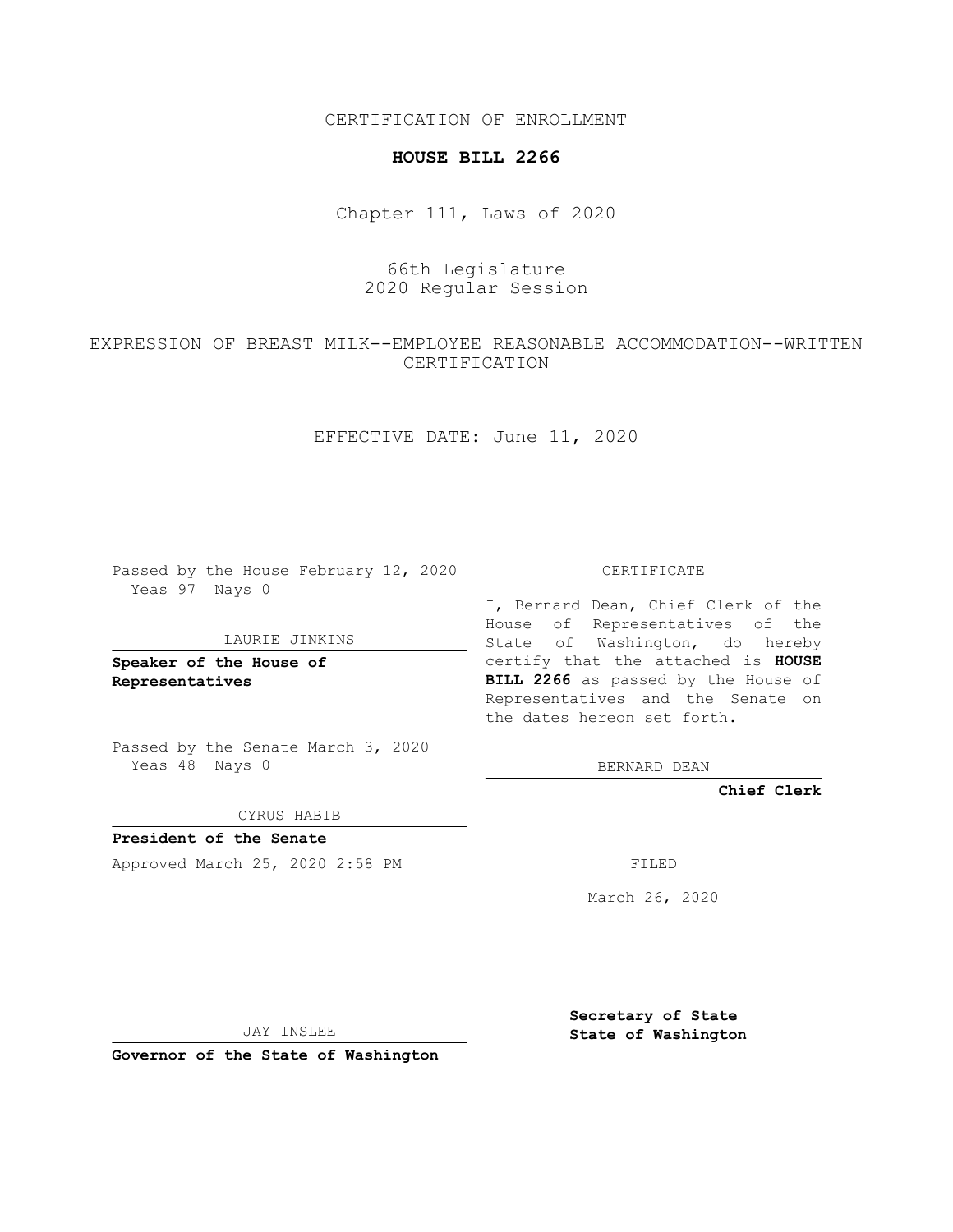CERTIFICATION OF ENROLLMENT

**HOUSE BILL 2266**

Chapter 111, Laws of 2020

66th Legislature
2020 Regular Session

EXPRESSION OF BREAST MILK--EMPLOYEE REASONABLE ACCOMMODATION--WRITTEN CERTIFICATION

EFFECTIVE DATE: June 11, 2020

Passed by the House February 12, 2020
Yeas 97 Nays 0

LAURIE JINKINS

**Speaker of the House of Representatives**

Passed by the Senate March 3, 2020
Yeas 48 Nays 0

CYRUS HABIB

**President of the Senate**

Approved March 25, 2020 2:58 PM

JAY INSLEE

**Governor of the State of Washington**

CERTIFICATE

I, Bernard Dean, Chief Clerk of the House of Representatives of the State of Washington, do hereby certify that the attached is **HOUSE BILL 2266** as passed by the House of Representatives and the Senate on the dates hereon set forth.

BERNARD DEAN

**Chief Clerk**

FILED

March 26, 2020

**Secretary of State**
**State of Washington**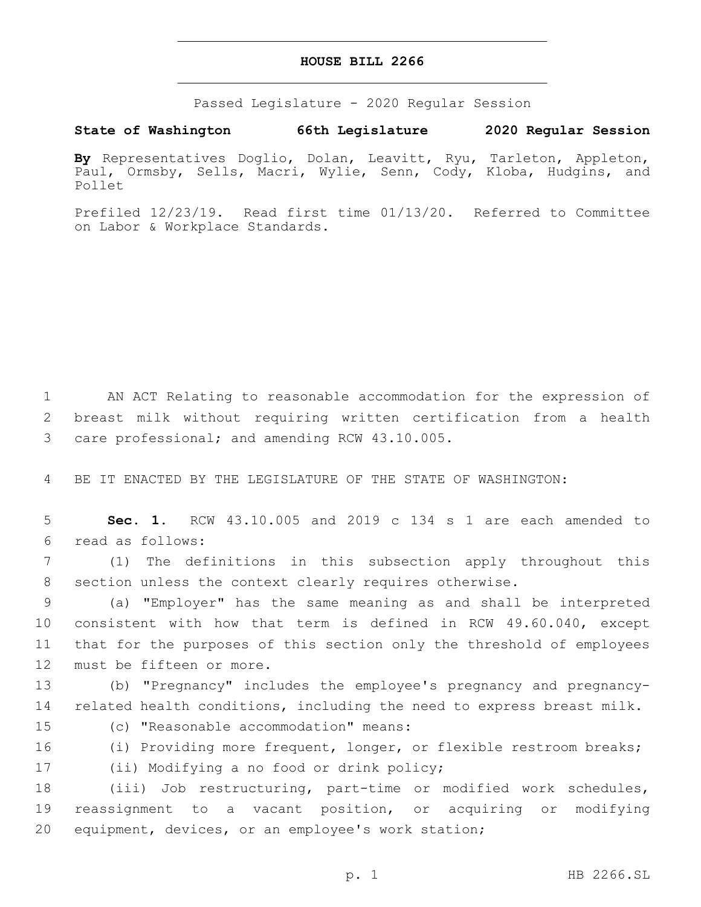# HOUSE BILL 2266

Passed Legislature - 2020 Regular Session

**State of Washington 66th Legislature 2020 Regular Session**

**By** Representatives Doglio, Dolan, Leavitt, Ryu, Tarleton, Appleton, Paul, Ormsby, Sells, Macri, Wylie, Senn, Cody, Kloba, Hudgins, and Pollet

Prefiled 12/23/19. Read first time 01/13/20. Referred to Committee on Labor & Workplace Standards.

AN ACT Relating to reasonable accommodation for the expression of breast milk without requiring written certification from a health care professional; and amending RCW 43.10.005.

BE IT ENACTED BY THE LEGISLATURE OF THE STATE OF WASHINGTON:

**Sec. 1.** RCW 43.10.005 and 2019 c 134 s 1 are each amended to read as follows:

(1) The definitions in this subsection apply throughout this section unless the context clearly requires otherwise.

(a) "Employer" has the same meaning as and shall be interpreted consistent with how that term is defined in RCW 49.60.040, except that for the purposes of this section only the threshold of employees must be fifteen or more.

(b) "Pregnancy" includes the employee's pregnancy and pregnancy-related health conditions, including the need to express breast milk.

(c) "Reasonable accommodation" means:

(i) Providing more frequent, longer, or flexible restroom breaks;

(ii) Modifying a no food or drink policy;

(iii) Job restructuring, part-time or modified work schedules, reassignment to a vacant position, or acquiring or modifying equipment, devices, or an employee's work station;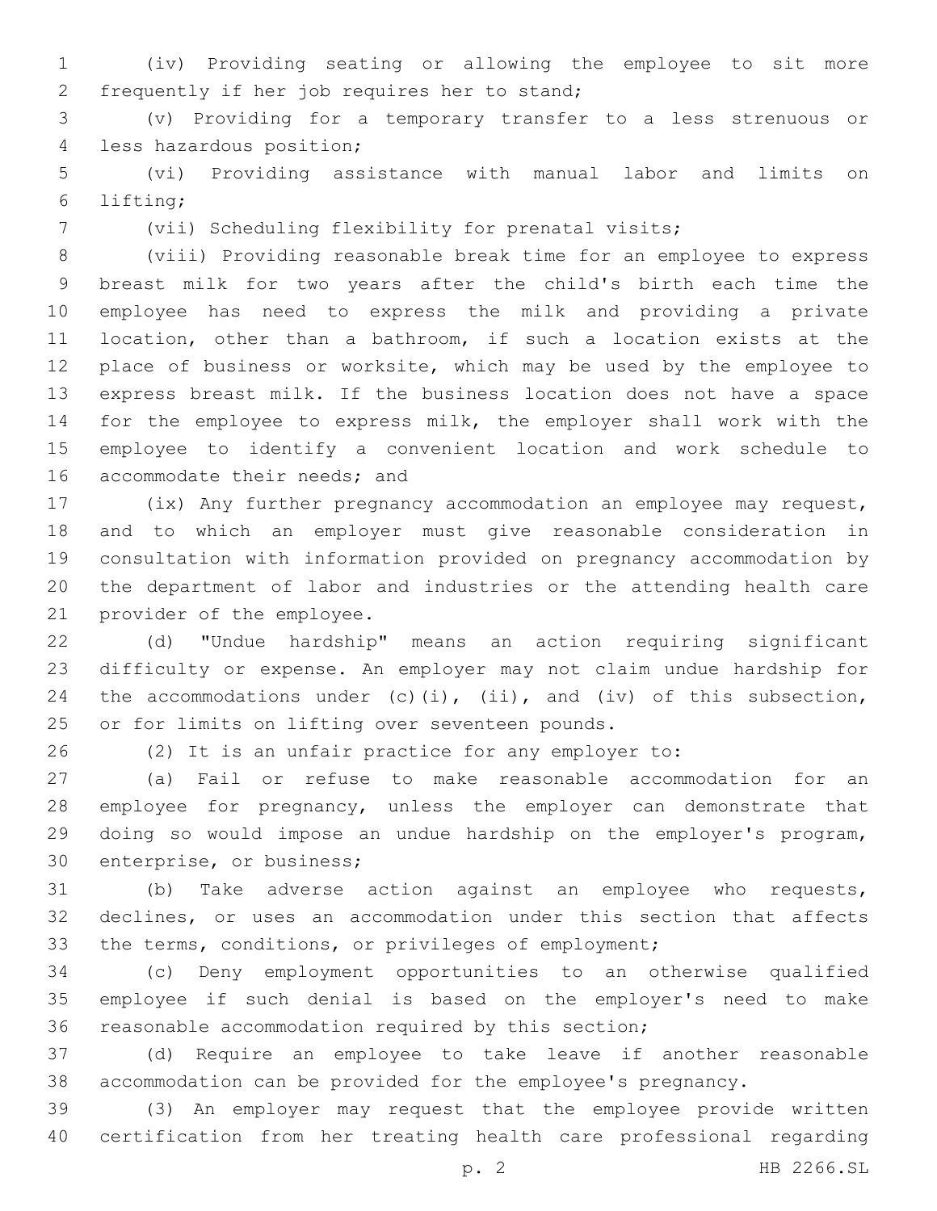(iv) Providing seating or allowing the employee to sit more frequently if her job requires her to stand;

(v) Providing for a temporary transfer to a less strenuous or less hazardous position;

(vi) Providing assistance with manual labor and limits on lifting;

(vii) Scheduling flexibility for prenatal visits;

(viii) Providing reasonable break time for an employee to express breast milk for two years after the child's birth each time the employee has need to express the milk and providing a private location, other than a bathroom, if such a location exists at the place of business or worksite, which may be used by the employee to express breast milk. If the business location does not have a space for the employee to express milk, the employer shall work with the employee to identify a convenient location and work schedule to accommodate their needs; and

(ix) Any further pregnancy accommodation an employee may request, and to which an employer must give reasonable consideration in consultation with information provided on pregnancy accommodation by the department of labor and industries or the attending health care provider of the employee.

(d) "Undue hardship" means an action requiring significant difficulty or expense. An employer may not claim undue hardship for the accommodations under (c)(i), (ii), and (iv) of this subsection, or for limits on lifting over seventeen pounds.

(2) It is an unfair practice for any employer to:

(a) Fail or refuse to make reasonable accommodation for an employee for pregnancy, unless the employer can demonstrate that doing so would impose an undue hardship on the employer's program, enterprise, or business;

(b) Take adverse action against an employee who requests, declines, or uses an accommodation under this section that affects the terms, conditions, or privileges of employment;

(c) Deny employment opportunities to an otherwise qualified employee if such denial is based on the employer's need to make reasonable accommodation required by this section;

(d) Require an employee to take leave if another reasonable accommodation can be provided for the employee's pregnancy.

(3) An employer may request that the employee provide written certification from her treating health care professional regarding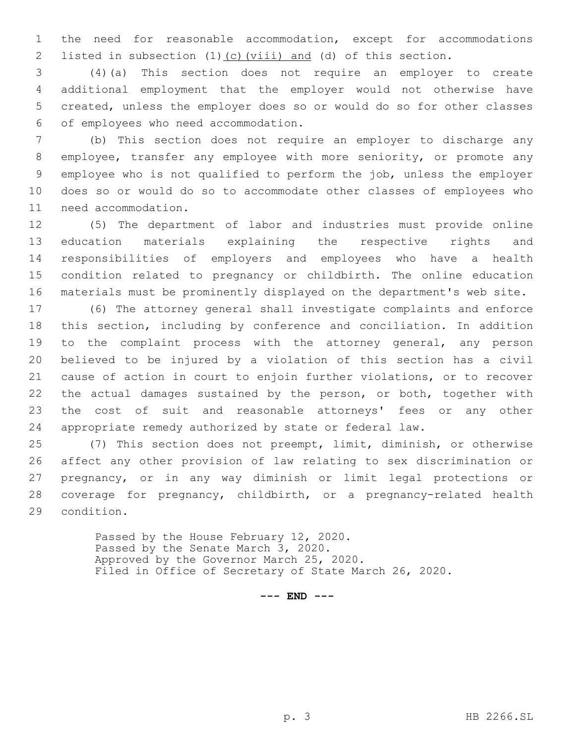the need for reasonable accommodation, except for accommodations listed in subsection (1)(c)(viii) and (d) of this section.

(4)(a) This section does not require an employer to create additional employment that the employer would not otherwise have created, unless the employer does so or would do so for other classes of employees who need accommodation.

(b) This section does not require an employer to discharge any employee, transfer any employee with more seniority, or promote any employee who is not qualified to perform the job, unless the employer does so or would do so to accommodate other classes of employees who need accommodation.

(5) The department of labor and industries must provide online education materials explaining the respective rights and responsibilities of employers and employees who have a health condition related to pregnancy or childbirth. The online education materials must be prominently displayed on the department's web site.

(6) The attorney general shall investigate complaints and enforce this section, including by conference and conciliation. In addition to the complaint process with the attorney general, any person believed to be injured by a violation of this section has a civil cause of action in court to enjoin further violations, or to recover the actual damages sustained by the person, or both, together with the cost of suit and reasonable attorneys' fees or any other appropriate remedy authorized by state or federal law.

(7) This section does not preempt, limit, diminish, or otherwise affect any other provision of law relating to sex discrimination or pregnancy, or in any way diminish or limit legal protections or coverage for pregnancy, childbirth, or a pregnancy-related health condition.

Passed by the House February 12, 2020.
Passed by the Senate March 3, 2020.
Approved by the Governor March 25, 2020.
Filed in Office of Secretary of State March 26, 2020.

**--- END ---**